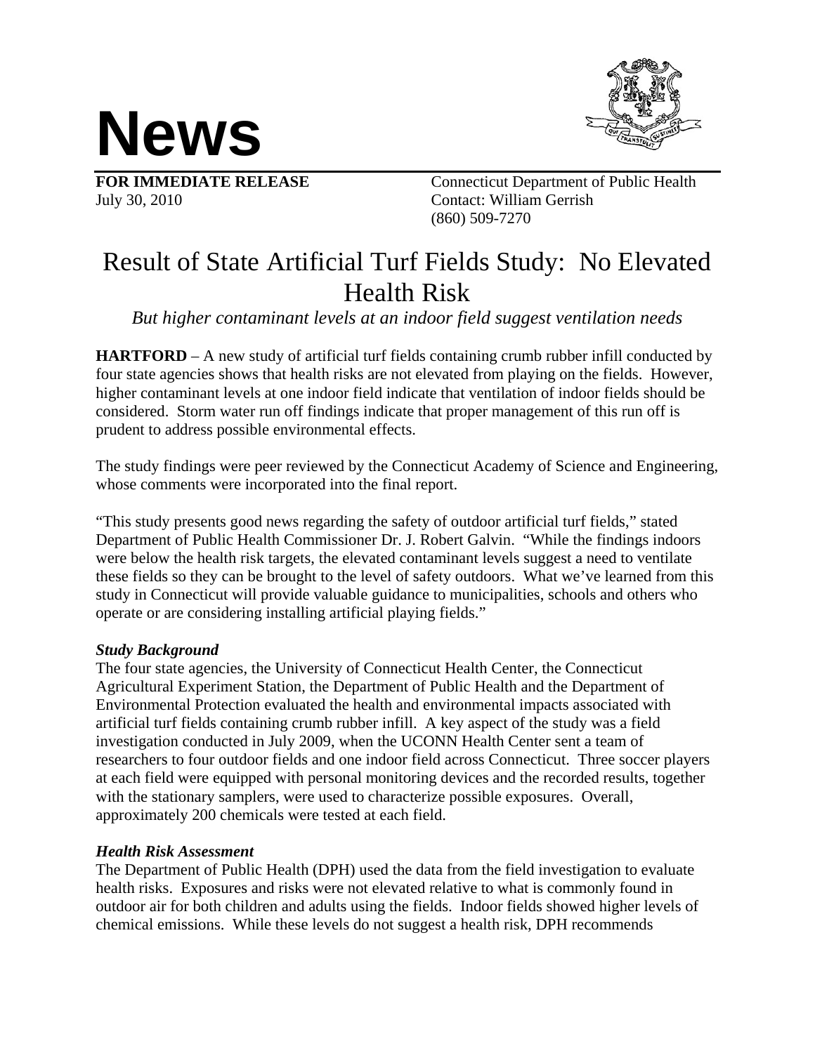# News

**FOR IMMEDIATE RELEASE**
July 30, 2010

Connecticut Department of Public Health
Contact: William Gerrish
(860) 509-7270

## Result of State Artificial Turf Fields Study: No Elevated Health Risk

*But higher contaminant levels at an indoor field suggest ventilation needs*

**HARTFORD** – A new study of artificial turf fields containing crumb rubber infill conducted by four state agencies shows that health risks are not elevated from playing on the fields. However, higher contaminant levels at one indoor field indicate that ventilation of indoor fields should be considered. Storm water run off findings indicate that proper management of this run off is prudent to address possible environmental effects.

The study findings were peer reviewed by the Connecticut Academy of Science and Engineering, whose comments were incorporated into the final report.

"This study presents good news regarding the safety of outdoor artificial turf fields," stated Department of Public Health Commissioner Dr. J. Robert Galvin. "While the findings indoors were below the health risk targets, the elevated contaminant levels suggest a need to ventilate these fields so they can be brought to the level of safety outdoors. What we've learned from this study in Connecticut will provide valuable guidance to municipalities, schools and others who operate or are considering installing artificial playing fields."

### *Study Background*

The four state agencies, the University of Connecticut Health Center, the Connecticut Agricultural Experiment Station, the Department of Public Health and the Department of Environmental Protection evaluated the health and environmental impacts associated with artificial turf fields containing crumb rubber infill. A key aspect of the study was a field investigation conducted in July 2009, when the UCONN Health Center sent a team of researchers to four outdoor fields and one indoor field across Connecticut. Three soccer players at each field were equipped with personal monitoring devices and the recorded results, together with the stationary samplers, were used to characterize possible exposures. Overall, approximately 200 chemicals were tested at each field.

### *Health Risk Assessment*

The Department of Public Health (DPH) used the data from the field investigation to evaluate health risks. Exposures and risks were not elevated relative to what is commonly found in outdoor air for both children and adults using the fields. Indoor fields showed higher levels of chemical emissions. While these levels do not suggest a health risk, DPH recommends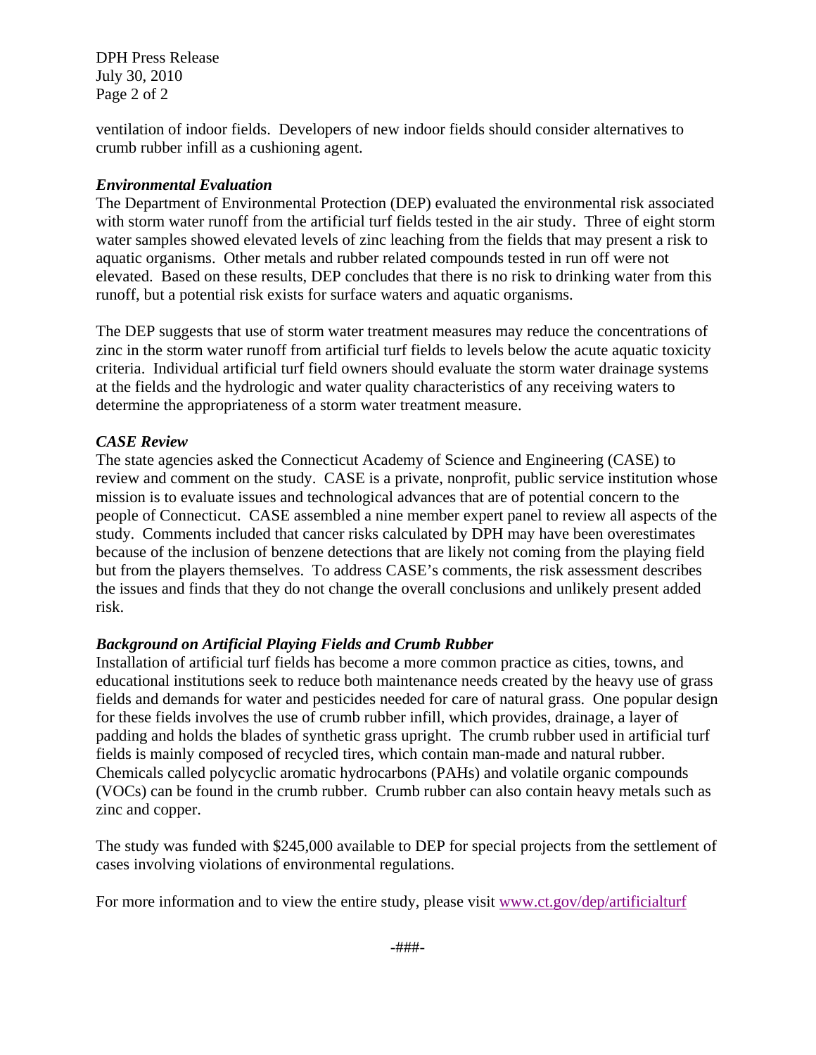ventilation of indoor fields. Developers of new indoor fields should consider alternatives to crumb rubber infill as a cushioning agent.

### *Environmental Evaluation*

The Department of Environmental Protection (DEP) evaluated the environmental risk associated with storm water runoff from the artificial turf fields tested in the air study. Three of eight storm water samples showed elevated levels of zinc leaching from the fields that may present a risk to aquatic organisms. Other metals and rubber related compounds tested in run off were not elevated. Based on these results, DEP concludes that there is no risk to drinking water from this runoff, but a potential risk exists for surface waters and aquatic organisms.

The DEP suggests that use of storm water treatment measures may reduce the concentrations of zinc in the storm water runoff from artificial turf fields to levels below the acute aquatic toxicity criteria. Individual artificial turf field owners should evaluate the storm water drainage systems at the fields and the hydrologic and water quality characteristics of any receiving waters to determine the appropriateness of a storm water treatment measure.

### *CASE Review*

The state agencies asked the Connecticut Academy of Science and Engineering (CASE) to review and comment on the study. CASE is a private, nonprofit, public service institution whose mission is to evaluate issues and technological advances that are of potential concern to the people of Connecticut. CASE assembled a nine member expert panel to review all aspects of the study. Comments included that cancer risks calculated by DPH may have been overestimates because of the inclusion of benzene detections that are likely not coming from the playing field but from the players themselves. To address CASE's comments, the risk assessment describes the issues and finds that they do not change the overall conclusions and unlikely present added risk.

### *Background on Artificial Playing Fields and Crumb Rubber*

Installation of artificial turf fields has become a more common practice as cities, towns, and educational institutions seek to reduce both maintenance needs created by the heavy use of grass fields and demands for water and pesticides needed for care of natural grass. One popular design for these fields involves the use of crumb rubber infill, which provides, drainage, a layer of padding and holds the blades of synthetic grass upright. The crumb rubber used in artificial turf fields is mainly composed of recycled tires, which contain man-made and natural rubber. Chemicals called polycyclic aromatic hydrocarbons (PAHs) and volatile organic compounds (VOCs) can be found in the crumb rubber. Crumb rubber can also contain heavy metals such as zinc and copper.

The study was funded with $245,000 available to DEP for special projects from the settlement of cases involving violations of environmental regulations.

For more information and to view the entire study, please visit www.ct.gov/dep/artificialturf

-###-